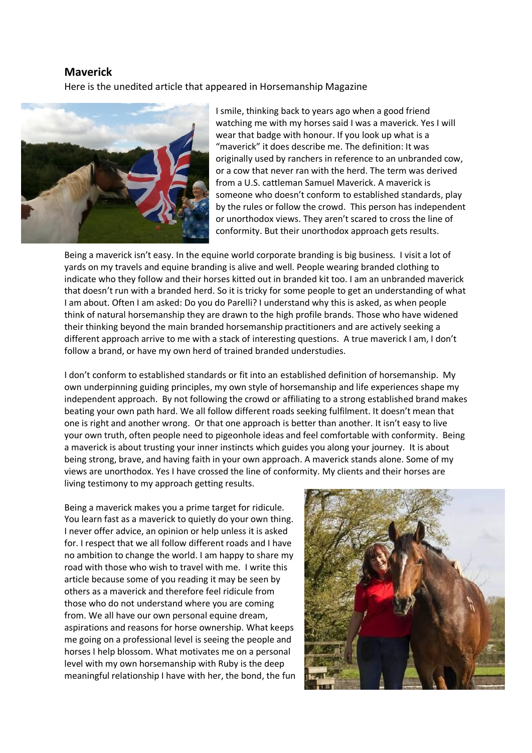## Maverick

Here is the unedited article that appeared in Horsemanship Magazine

I smile, thinking back to years ago when a good friend watching me with my horses said I was a maverick. Yes I will wear that badge with honour. If you look up what is a "maverick" it does describe me. The definition: It was originally used by ranchers in reference to an unbranded cow, or a cow that never ran with the herd. The term was derived from a U.S. cattleman Samuel Maverick. A maverick is someone who doesn't conform to established standards, play by the rules or follow the crowd. This person has independent or unorthodox views. They aren't scared to cross the line of conformity. But their unorthodox approach gets results.

Being a maverick isn't easy. In the equine world corporate branding is big business. I visit a lot of yards on my travels and equine branding is alive and well. People wearing branded clothing to indicate who they follow and their horses kitted out in branded kit too. I am an unbranded maverick that doesn't run with a branded herd. So it is tricky for some people to get an understanding of what I am about. Often I am asked: Do you do Parelli? I understand why this is asked, as when people think of natural horsemanship they are drawn to the high profile brands. Those who have widened their thinking beyond the main branded horsemanship practitioners and are actively seeking a different approach arrive to me with a stack of interesting questions. A true maverick I am, I don't follow a brand, or have my own herd of trained branded understudies.

I don't conform to established standards or fit into an established definition of horsemanship. My own underpinning guiding principles, my own style of horsemanship and life experiences shape my independent approach. By not following the crowd or affiliating to a strong established brand makes beating your own path hard. We all follow different roads seeking fulfilment. It doesn't mean that one is right and another wrong. Or that one approach is better than another. It isn't easy to live your own truth, often people need to pigeonhole ideas and feel comfortable with conformity. Being a maverick is about trusting your inner instincts which guides you along your journey. It is about being strong, brave, and having faith in your own approach. A maverick stands alone. Some of my views are unorthodox. Yes I have crossed the line of conformity. My clients and their horses are living testimony to my approach getting results.

Being a maverick makes you a prime target for ridicule. You learn fast as a maverick to quietly do your own thing. I never offer advice, an opinion or help unless it is asked for. I respect that we all follow different roads and I have no ambition to change the world. I am happy to share my road with those who wish to travel with me. I write this article because some of you reading it may be seen by others as a maverick and therefore feel ridicule from those who do not understand where you are coming from. We all have our own personal equine dream, aspirations and reasons for horse ownership. What keeps me going on a professional level is seeing the people and horses I help blossom. What motivates me on a personal level with my own horsemanship with Ruby is the deep meaningful relationship I have with her, the bond, the fun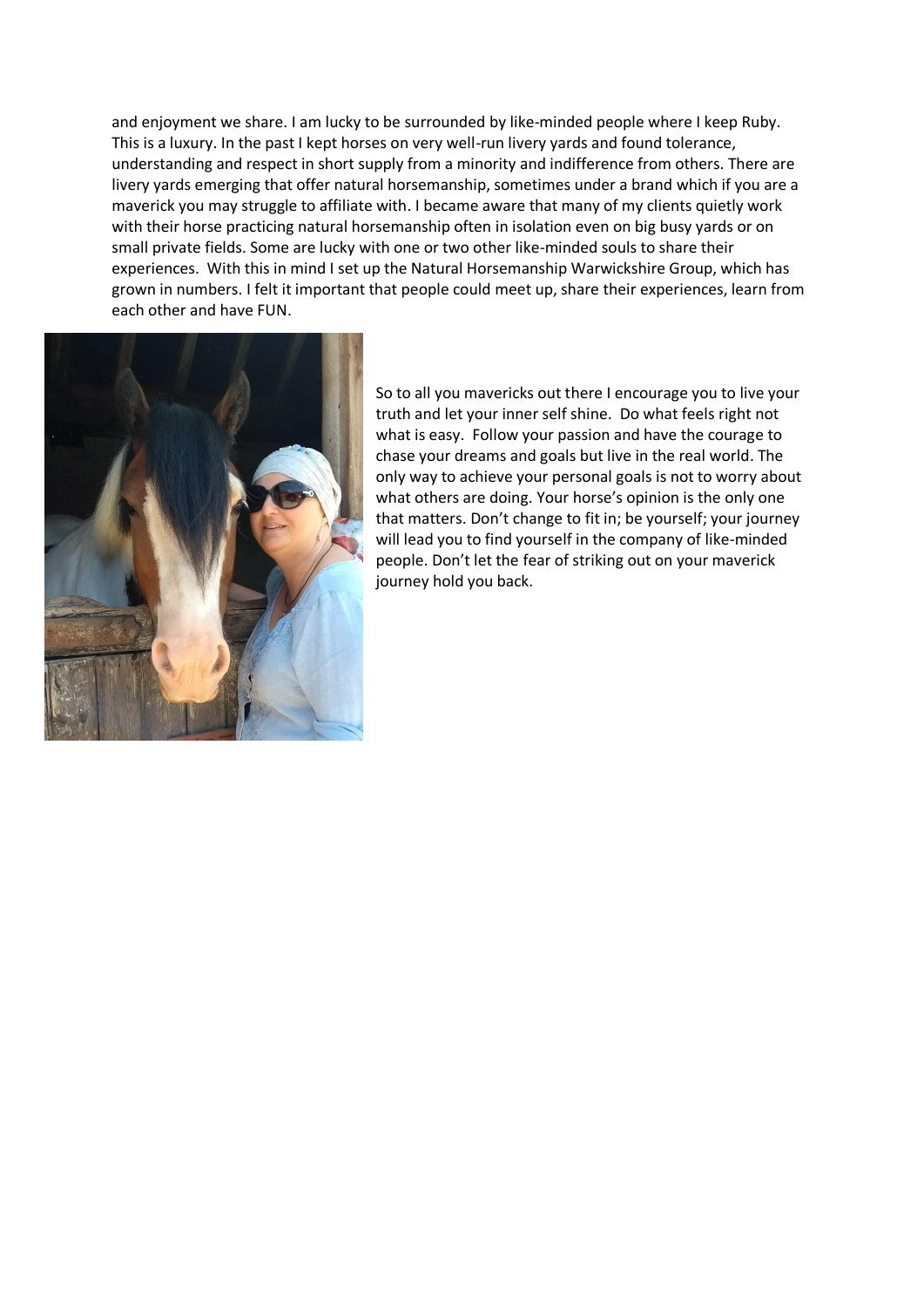and enjoyment we share. I am lucky to be surrounded by like-minded people where I keep Ruby. This is a luxury. In the past I kept horses on very well-run livery yards and found tolerance, understanding and respect in short supply from a minority and indifference from others. There are livery yards emerging that offer natural horsemanship, sometimes under a brand which if you are a maverick you may struggle to affiliate with. I became aware that many of my clients quietly work with their horse practicing natural horsemanship often in isolation even on big busy yards or on small private fields. Some are lucky with one or two other like-minded souls to share their experiences. With this in mind I set up the Natural Horsemanship Warwickshire Group, which has grown in numbers. I felt it important that people could meet up, share their experiences, learn from each other and have FUN.

So to all you mavericks out there I encourage you to live your truth and let your inner self shine. Do what feels right not what is easy. Follow your passion and have the courage to chase your dreams and goals but live in the real world. The only way to achieve your personal goals is not to worry about what others are doing. Your horse's opinion is the only one that matters. Don't change to fit in; be yourself; your journey will lead you to find yourself in the company of like-minded people. Don't let the fear of striking out on your maverick journey hold you back.